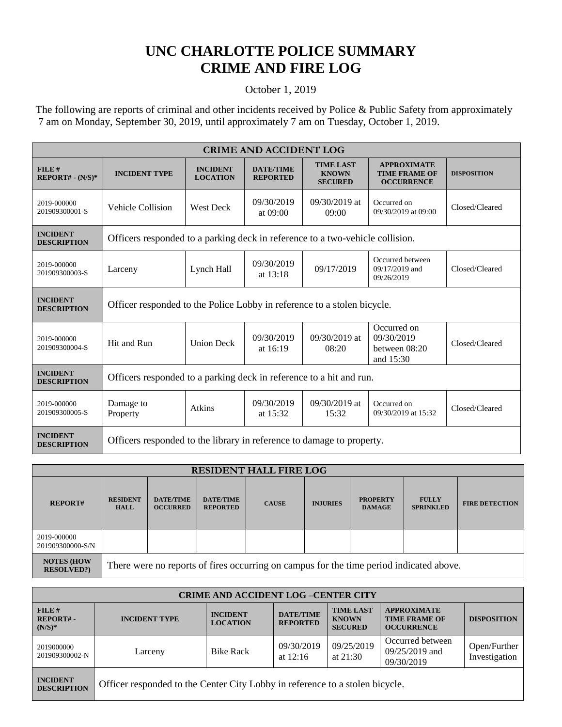# UNC CHARLOTTE POLICE SUMMARY
# CRIME AND FIRE LOG

October 1, 2019

The following are reports of criminal and other incidents received by Police & Public Safety from approximately 7 am on Monday, September 30, 2019, until approximately 7 am on Tuesday, October 1, 2019.

| CRIME AND ACCIDENT LOG | | | | | | |
|---|---|---|---|---|---|---|
| **FILE # REPORT# - (N/S)*** | **INCIDENT TYPE** | **INCIDENT LOCATION** | **DATE/TIME REPORTED** | **TIME LAST KNOWN SECURED** | **APPROXIMATE TIME FRAME OF OCCURRENCE** | **DISPOSITION** |
| 2019-000000 201909300001-S | Vehicle Collision | West Deck | 09/30/2019 at 09:00 | 09/30/2019 at 09:00 | Occurred on 09/30/2019 at 09:00 | Closed/Cleared |
| **INCIDENT DESCRIPTION** | Officers responded to a parking deck in reference to a two-vehicle collision. | | | | | |
| 2019-000000 201909300003-S | Larceny | Lynch Hall | 09/30/2019 at 13:18 | 09/17/2019 | Occurred between 09/17/2019 and 09/26/2019 | Closed/Cleared |
| **INCIDENT DESCRIPTION** | Officer responded to the Police Lobby in reference to a stolen bicycle. | | | | | |
| 2019-000000 201909300004-S | Hit and Run | Union Deck | 09/30/2019 at 16:19 | 09/30/2019 at 08:20 | Occurred on 09/30/2019 between 08:20 and 15:30 | Closed/Cleared |
| **INCIDENT DESCRIPTION** | Officers responded to a parking deck in reference to a hit and run. | | | | | |
| 2019-000000 201909300005-S | Damage to Property | Atkins | 09/30/2019 at 15:32 | 09/30/2019 at 15:32 | Occurred on 09/30/2019 at 15:32 | Closed/Cleared |
| **INCIDENT DESCRIPTION** | Officers responded to the library in reference to damage to property. | | | | | |

| RESIDENT HALL FIRE LOG | | | | | | | | |
|---|---|---|---|---|---|---|---|---|
| **REPORT#** | **RESIDENT HALL** | **DATE/TIME OCCURRED** | **DATE/TIME REPORTED** | **CAUSE** | **INJURIES** | **PROPERTY DAMAGE** | **FULLY SPRINKLED** | **FIRE DETECTION** |
| 2019-000000 201909300000-S/N | | | | | | | | |
| **NOTES (HOW RESOLVED?)** | There were no reports of fires occurring on campus for the time period indicated above. | | | | | | | |

| CRIME AND ACCIDENT LOG –CENTER CITY | | | | | | |
|---|---|---|---|---|---|---|
| **FILE # REPORT# - (N/S)*** | **INCIDENT TYPE** | **INCIDENT LOCATION** | **DATE/TIME REPORTED** | **TIME LAST KNOWN SECURED** | **APPROXIMATE TIME FRAME OF OCCURRENCE** | **DISPOSITION** |
| 2019000000 201909300002-N | Larceny | Bike Rack | 09/30/2019 at 12:16 | 09/25/2019 at 21:30 | Occurred between 09/25/2019 and 09/30/2019 | Open/Further Investigation |
| **INCIDENT DESCRIPTION** | Officer responded to the Center City Lobby in reference to a stolen bicycle. | | | | | |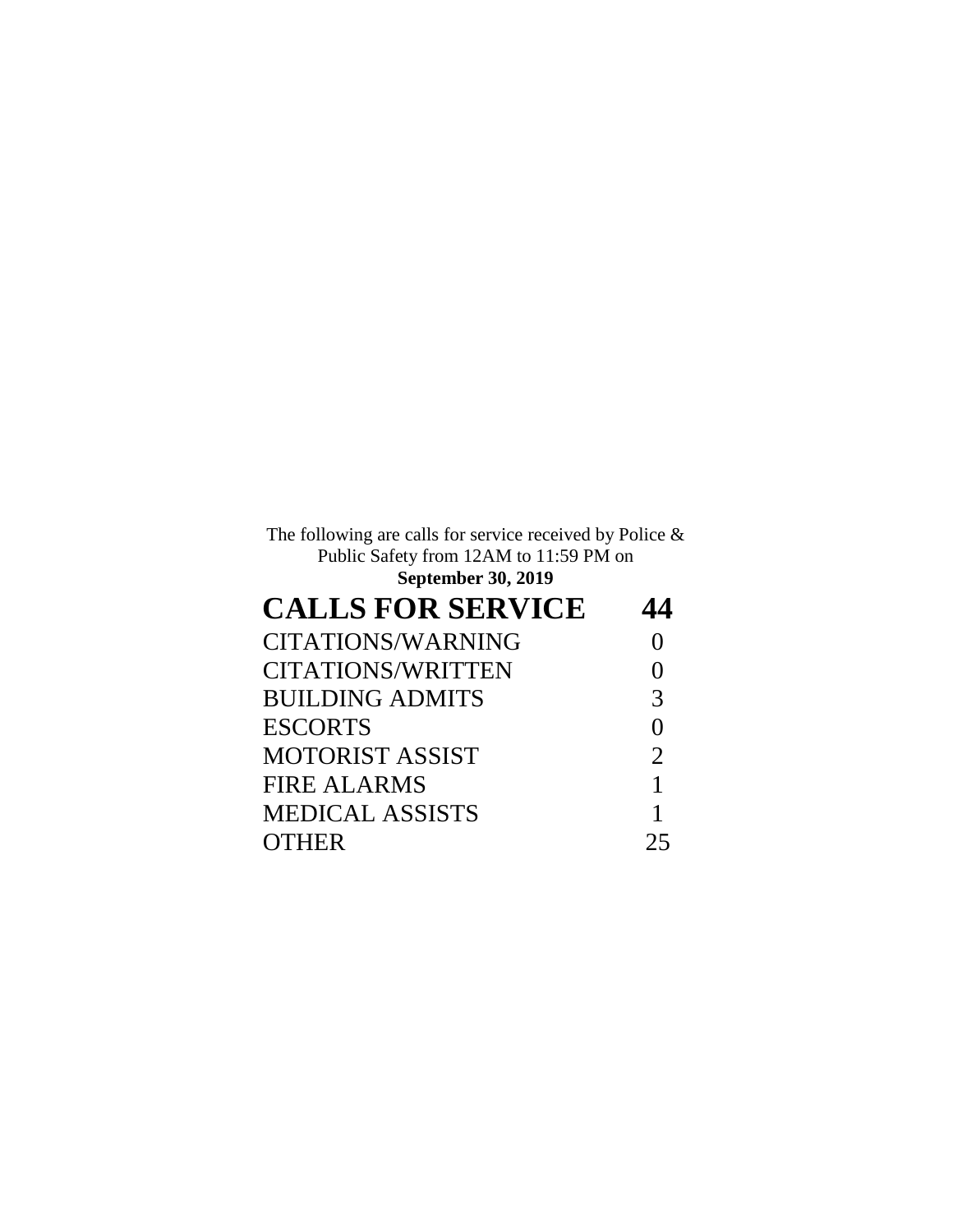The following are calls for service received by Police & Public Safety from 12AM to 11:59 PM on

**September 30, 2019**

| | |
|---|---|
| **CALLS FOR SERVICE** | **44** |
| CITATIONS/WARNING | 0 |
| CITATIONS/WRITTEN | 0 |
| BUILDING ADMITS | 3 |
| ESCORTS | 0 |
| MOTORIST ASSIST | 2 |
| FIRE ALARMS | 1 |
| MEDICAL ASSISTS | 1 |
| OTHER | 25 |